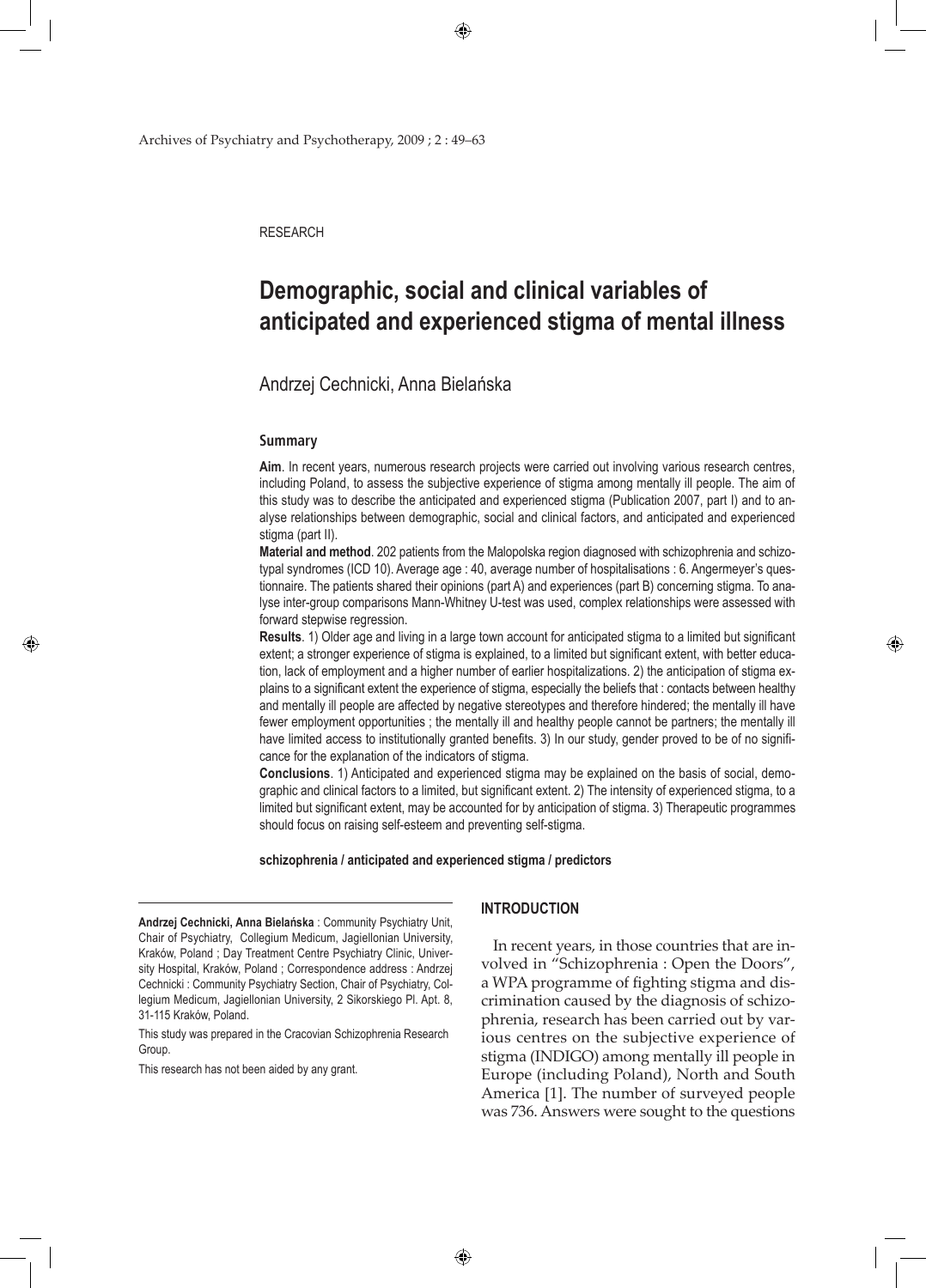RESEARCH

# Demographic, social and clinical variables of anticipated and experienced stigma of mental illness

Andrzej Cechnicki, Anna Bielańska

## Summary

**Aim**. In recent years, numerous research projects were carried out involving various research centres, including Poland, to assess the subjective experience of stigma among mentally ill people. The aim of this study was to describe the anticipated and experienced stigma (Publication 2007, part I) and to analyse relationships between demographic, social and clinical factors, and anticipated and experienced stigma (part II).

**Material and method**. 202 patients from the Malopolska region diagnosed with schizophrenia and schizotypal syndromes (ICD 10). Average age : 40, average number of hospitalisations : 6. Angermeyer's questionnaire. The patients shared their opinions (part A) and experiences (part B) concerning stigma. To analyse inter-group comparisons Mann-Whitney U-test was used, complex relationships were assessed with forward stepwise regression.

**Results**. 1) Older age and living in a large town account for anticipated stigma to a limited but significant extent; a stronger experience of stigma is explained, to a limited but significant extent, with better education, lack of employment and a higher number of earlier hospitalizations. 2) the anticipation of stigma explains to a significant extent the experience of stigma, especially the beliefs that : contacts between healthy and mentally ill people are affected by negative stereotypes and therefore hindered; the mentally ill have fewer employment opportunities ; the mentally ill and healthy people cannot be partners; the mentally ill have limited access to institutionally granted benefits. 3) In our study, gender proved to be of no significance for the explanation of the indicators of stigma.

**Conclusions**. 1) Anticipated and experienced stigma may be explained on the basis of social, demographic and clinical factors to a limited, but significant extent. 2) The intensity of experienced stigma, to a limited but significant extent, may be accounted for by anticipation of stigma. 3) Therapeutic programmes should focus on raising self-esteem and preventing self-stigma.

**schizophrenia / anticipated and experienced stigma / predictors**

**Andrzej Cechnicki, Anna Bielańska** : Community Psychiatry Unit, Chair of Psychiatry, Collegium Medicum, Jagiellonian University, Kraków, Poland ; Day Treatment Centre Psychiatry Clinic, University Hospital, Kraków, Poland ; Correspondence address : Andrzej Cechnicki : Community Psychiatry Section, Chair of Psychiatry, Collegium Medicum, Jagiellonian University, 2 Sikorskiego Pl. Apt. 8, 31-115 Kraków, Poland.

This study was prepared in the Cracovian Schizophrenia Research Group.

This research has not been aided by any grant.

## INTRODUCTION

In recent years, in those countries that are involved in "Schizophrenia : Open the Doors", a WPA programme of fighting stigma and discrimination caused by the diagnosis of schizophrenia, research has been carried out by various centres on the subjective experience of stigma (INDIGO) among mentally ill people in Europe (including Poland), North and South America [1]. The number of surveyed people was 736. Answers were sought to the questions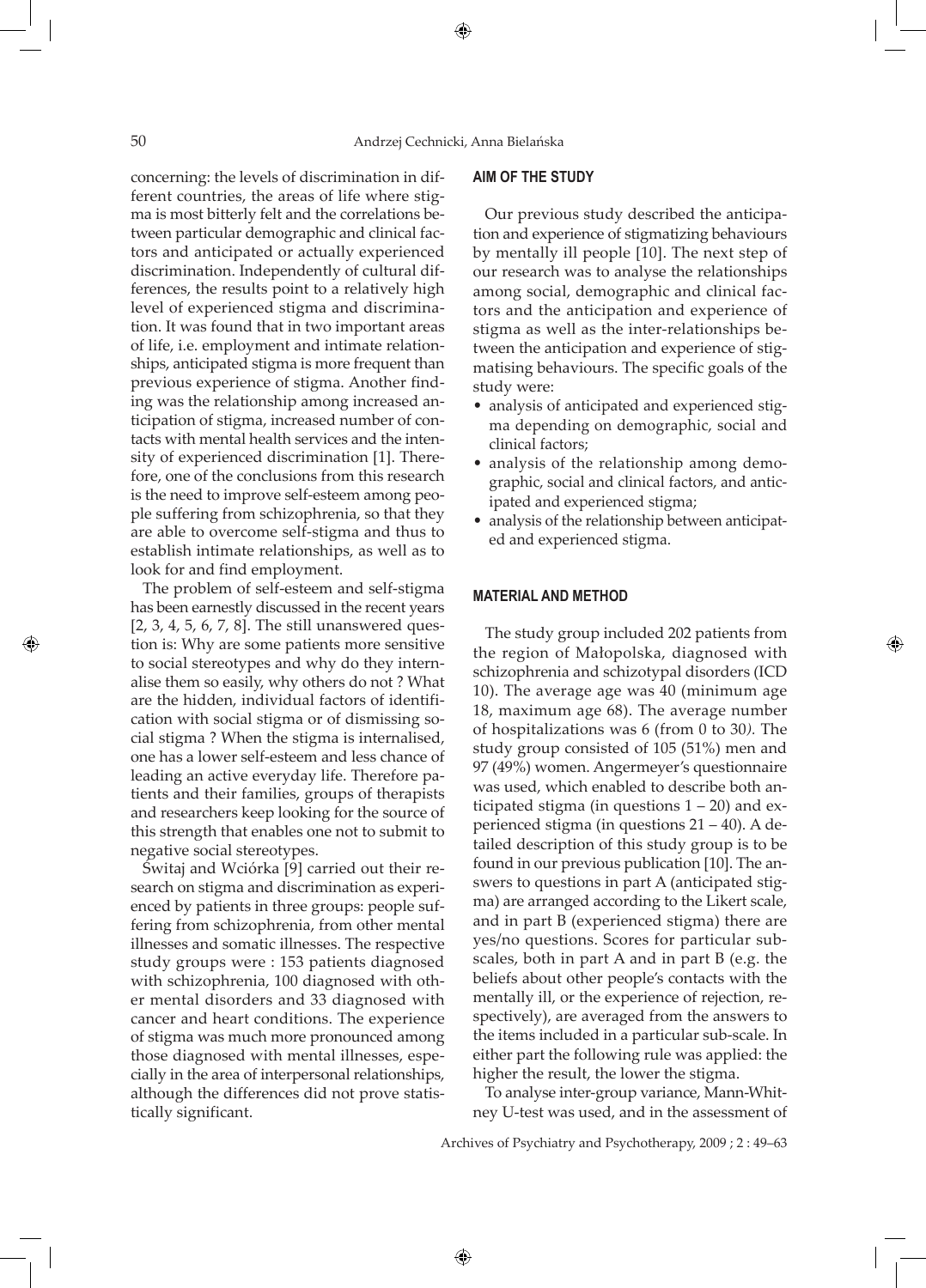concerning: the levels of discrimination in different countries, the areas of life where stigma is most bitterly felt and the correlations between particular demographic and clinical factors and anticipated or actually experienced discrimination. Independently of cultural differences, the results point to a relatively high level of experienced stigma and discrimination. It was found that in two important areas of life, i.e. employment and intimate relationships, anticipated stigma is more frequent than previous experience of stigma. Another finding was the relationship among increased anticipation of stigma, increased number of contacts with mental health services and the intensity of experienced discrimination [1]. Therefore, one of the conclusions from this research is the need to improve self-esteem among people suffering from schizophrenia, so that they are able to overcome self-stigma and thus to establish intimate relationships, as well as to look for and find employment.

The problem of self-esteem and self-stigma has been earnestly discussed in the recent years [2, 3, 4, 5, 6, 7, 8]. The still unanswered question is: Why are some patients more sensitive to social stereotypes and why do they internalise them so easily, why others do not ? What are the hidden, individual factors of identification with social stigma or of dismissing social stigma ? When the stigma is internalised, one has a lower self-esteem and less chance of leading an active everyday life. Therefore patients and their families, groups of therapists and researchers keep looking for the source of this strength that enables one not to submit to negative social stereotypes.

Świtaj and Wciórka [9] carried out their research on stigma and discrimination as experienced by patients in three groups: people suffering from schizophrenia, from other mental illnesses and somatic illnesses. The respective study groups were : 153 patients diagnosed with schizophrenia, 100 diagnosed with other mental disorders and 33 diagnosed with cancer and heart conditions. The experience of stigma was much more pronounced among those diagnosed with mental illnesses, especially in the area of interpersonal relationships, although the differences did not prove statistically significant.

## AIM OF THE STUDY

Our previous study described the anticipation and experience of stigmatizing behaviours by mentally ill people [10]. The next step of our research was to analyse the relationships among social, demographic and clinical factors and the anticipation and experience of stigma as well as the inter-relationships between the anticipation and experience of stigmatising behaviours. The specific goals of the study were:

- analysis of anticipated and experienced stigma depending on demographic, social and clinical factors;
- analysis of the relationship among demographic, social and clinical factors, and anticipated and experienced stigma;
- analysis of the relationship between anticipated and experienced stigma.

## MATERIAL AND METHOD

The study group included 202 patients from the region of Małopolska, diagnosed with schizophrenia and schizotypal disorders (ICD 10). The average age was 40 (minimum age 18, maximum age 68). The average number of hospitalizations was 6 (from 0 to 30). The study group consisted of 105 (51%) men and 97 (49%) women. Angermeyer's questionnaire was used, which enabled to describe both anticipated stigma (in questions 1 – 20) and experienced stigma (in questions 21 – 40). A detailed description of this study group is to be found in our previous publication [10]. The answers to questions in part A (anticipated stigma) are arranged according to the Likert scale, and in part B (experienced stigma) there are yes/no questions. Scores for particular subscales, both in part A and in part B (e.g. the beliefs about other people's contacts with the mentally ill, or the experience of rejection, respectively), are averaged from the answers to the items included in a particular sub-scale. In either part the following rule was applied: the higher the result, the lower the stigma.

To analyse inter-group variance, Mann-Whitney U-test was used, and in the assessment of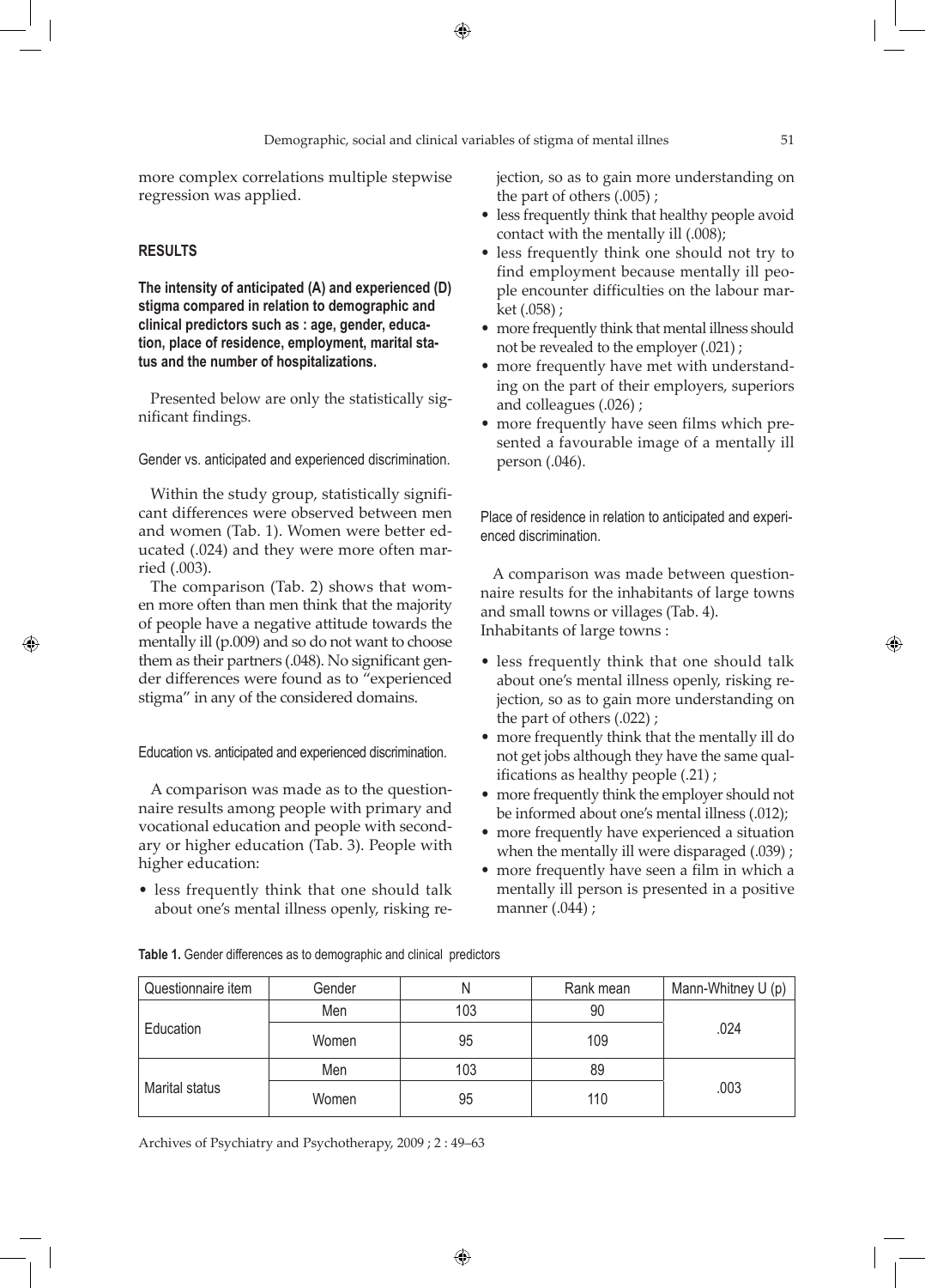more complex correlations multiple stepwise regression was applied.

## RESULTS

### The intensity of anticipated (A) and experienced (D) stigma compared in relation to demographic and clinical predictors such as : age, gender, education, place of residence, employment, marital status and the number of hospitalizations.

Presented below are only the statistically significant findings.

#### Gender vs. anticipated and experienced discrimination.

Within the study group, statistically significant differences were observed between men and women (Tab. 1). Women were better educated (.024) and they were more often married (.003).

The comparison (Tab. 2) shows that women more often than men think that the majority of people have a negative attitude towards the mentally ill (p.009) and so do not want to choose them as their partners (.048). No significant gender differences were found as to "experienced stigma" in any of the considered domains.

#### Education vs. anticipated and experienced discrimination.

A comparison was made as to the questionnaire results among people with primary and vocational education and people with secondary or higher education (Tab. 3). People with higher education:

- less frequently think that one should talk about one's mental illness openly, risking rejection, so as to gain more understanding on the part of others (.005) ;
- less frequently think that healthy people avoid contact with the mentally ill (.008);
- less frequently think one should not try to find employment because mentally ill people encounter difficulties on the labour market (.058) ;
- more frequently think that mental illness should not be revealed to the employer (.021) ;
- more frequently have met with understanding on the part of their employers, superiors and colleagues (.026) ;
- more frequently have seen films which presented a favourable image of a mentally ill person (.046).

#### Place of residence in relation to anticipated and experienced discrimination.

A comparison was made between questionnaire results for the inhabitants of large towns and small towns or villages (Tab. 4).
Inhabitants of large towns :

- less frequently think that one should talk about one's mental illness openly, risking rejection, so as to gain more understanding on the part of others (.022) ;
- more frequently think that the mentally ill do not get jobs although they have the same qualifications as healthy people (.21) ;
- more frequently think the employer should not be informed about one's mental illness (.012);
- more frequently have experienced a situation when the mentally ill were disparaged (.039) ;
- more frequently have seen a film in which a mentally ill person is presented in a positive manner (.044) ;

**Table 1.** Gender differences as to demographic and clinical predictors

| Questionnaire item | Gender | N | Rank mean | Mann-Whitney U (p) |
|---|---|---|---|---|
| Education | Men | 103 | 90 | .024 |
| | Women | 95 | 109 | |
| Marital status | Men | 103 | 89 | .003 |
| | Women | 95 | 110 | |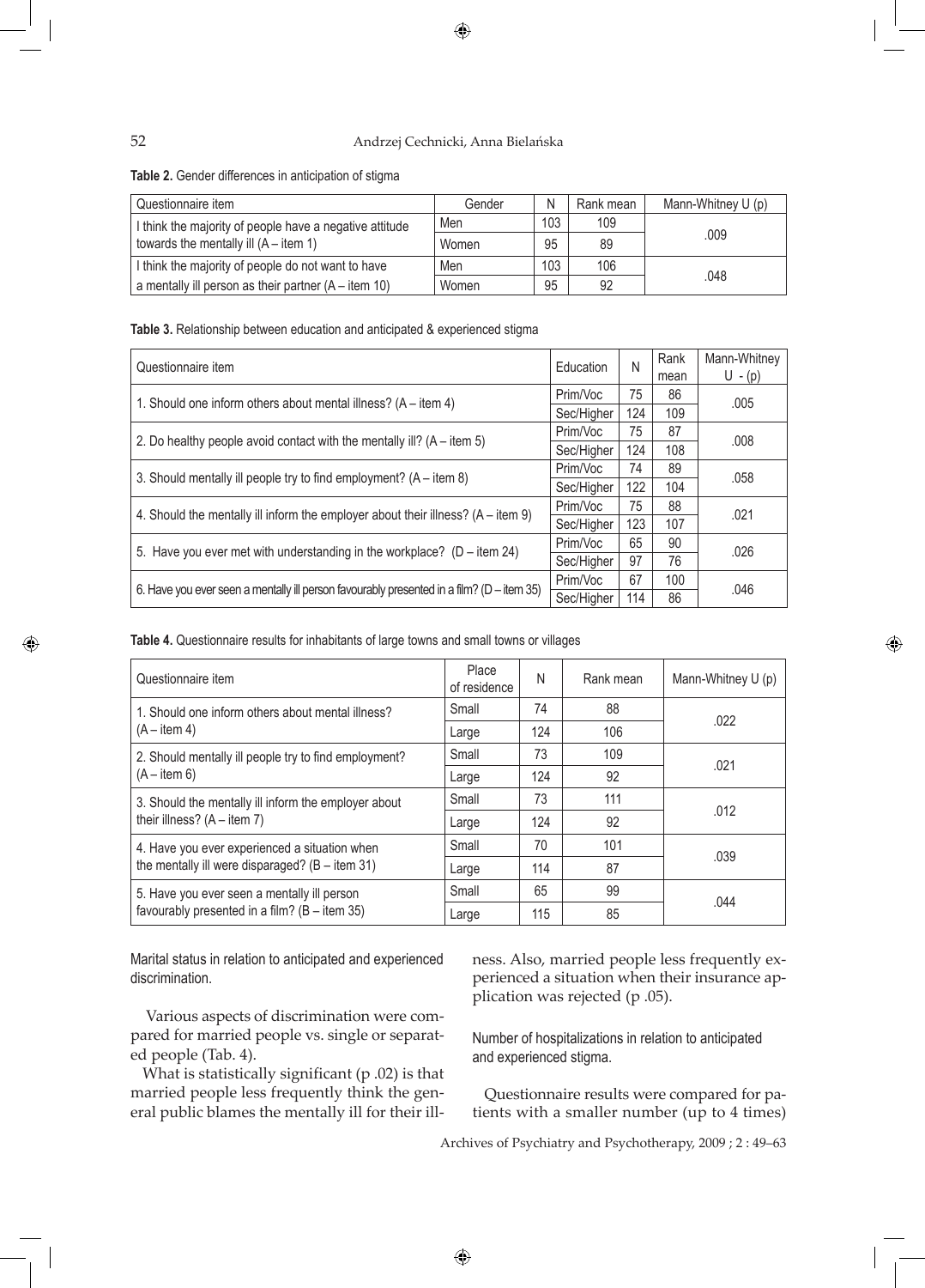**Table 2.** Gender differences in anticipation of stigma

| Questionnaire item | Gender | N | Rank mean | Mann-Whitney U (p) |
|---|---|---|---|---|
| I think the majority of people have a negative attitude towards the mentally ill (A – item 1) | Men | 103 | 109 | .009 |
| | Women | 95 | 89 | |
| I think the majority of people do not want to have a mentally ill person as their partner (A – item 10) | Men | 103 | 106 | .048 |
| | Women | 95 | 92 | |

**Table 3.** Relationship between education and anticipated & experienced stigma

| Questionnaire item | Education | N | Rank mean | Mann-Whitney U - (p) |
|---|---|---|---|---|
| 1. Should one inform others about mental illness? (A – item 4) | Prim/Voc | 75 | 86 | .005 |
| | Sec/Higher | 124 | 109 | |
| 2. Do healthy people avoid contact with the mentally ill? (A – item 5) | Prim/Voc | 75 | 87 | .008 |
| | Sec/Higher | 124 | 108 | |
| 3. Should mentally ill people try to find employment? (A – item 8) | Prim/Voc | 74 | 89 | .058 |
| | Sec/Higher | 122 | 104 | |
| 4. Should the mentally ill inform the employer about their illness? (A – item 9) | Prim/Voc | 75 | 88 | .021 |
| | Sec/Higher | 123 | 107 | |
| 5. Have you ever met with understanding in the workplace? (D – item 24) | Prim/Voc | 65 | 90 | .026 |
| | Sec/Higher | 97 | 76 | |
| 6. Have you ever seen a mentally ill person favourably presented in a film? (D – item 35) | Prim/Voc | 67 | 100 | .046 |
| | Sec/Higher | 114 | 86 | |

**Table 4.** Questionnaire results for inhabitants of large towns and small towns or villages

| Questionnaire item | Place of residence | N | Rank mean | Mann-Whitney U (p) |
|---|---|---|---|---|
| 1. Should one inform others about mental illness? (A – item 4) | Small | 74 | 88 | .022 |
| | Large | 124 | 106 | |
| 2. Should mentally ill people try to find employment? (A – item 6) | Small | 73 | 109 | .021 |
| | Large | 124 | 92 | |
| 3. Should the mentally ill inform the employer about their illness? (A – item 7) | Small | 73 | 111 | .012 |
| | Large | 124 | 92 | |
| 4. Have you ever experienced a situation when the mentally ill were disparaged? (B – item 31) | Small | 70 | 101 | .039 |
| | Large | 114 | 87 | |
| 5. Have you ever seen a mentally ill person favourably presented in a film? (B – item 35) | Small | 65 | 99 | .044 |
| | Large | 115 | 85 | |

Marital status in relation to anticipated and experienced discrimination.

Various aspects of discrimination were compared for married people vs. single or separated people (Tab. 4).

What is statistically significant (p .02) is that married people less frequently think the general public blames the mentally ill for their illness. Also, married people less frequently experienced a situation when their insurance application was rejected (p .05).

Number of hospitalizations in relation to anticipated and experienced stigma.

Questionnaire results were compared for patients with a smaller number (up to 4 times)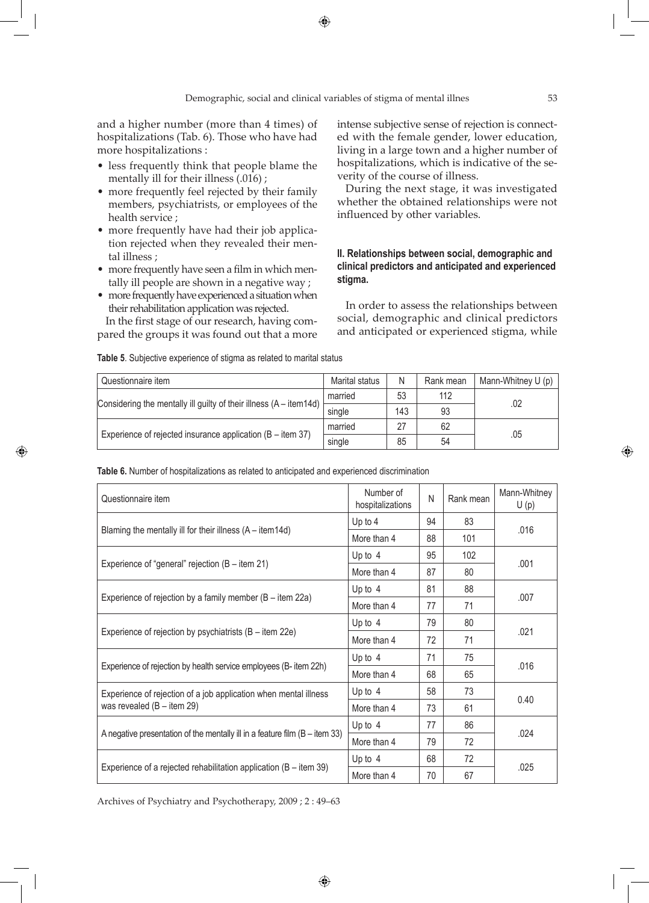and a higher number (more than 4 times) of hospitalizations (Tab. 6). Those who have had more hospitalizations :

- less frequently think that people blame the mentally ill for their illness (.016) ;
- more frequently feel rejected by their family members, psychiatrists, or employees of the health service ;
- more frequently have had their job application rejected when they revealed their mental illness ;
- more frequently have seen a film in which mentally ill people are shown in a negative way ;
- more frequently have experienced a situation when their rehabilitation application was rejected.

In the first stage of our research, having compared the groups it was found out that a more intense subjective sense of rejection is connected with the female gender, lower education, living in a large town and a higher number of hospitalizations, which is indicative of the severity of the course of illness.

During the next stage, it was investigated whether the obtained relationships were not influenced by other variables.

### II. Relationships between social, demographic and clinical predictors and anticipated and experienced stigma.

In order to assess the relationships between social, demographic and clinical predictors and anticipated or experienced stigma, while

**Table 5**. Subjective experience of stigma as related to marital status

| Questionnaire item | Marital status | N | Rank mean | Mann-Whitney U (p) |
|---|---|---|---|---|
| Considering the mentally ill guilty of their illness (A – item14d) | married | 53 | 112 | .02 |
| | single | 143 | 93 | |
| Experience of rejected insurance application (B – item 37) | married | 27 | 62 | .05 |
| | single | 85 | 54 | |

**Table 6.** Number of hospitalizations as related to anticipated and experienced discrimination

| Questionnaire item | Number of hospitalizations | N | Rank mean | Mann-Whitney U (p) |
|---|---|---|---|---|
| Blaming the mentally ill for their illness (A – item14d) | Up to 4 | 94 | 83 | .016 |
| | More than 4 | 88 | 101 | |
| Experience of "general" rejection (B – item 21) | Up to 4 | 95 | 102 | .001 |
| | More than 4 | 87 | 80 | |
| Experience of rejection by a family member (B – item 22a) | Up to 4 | 81 | 88 | .007 |
| | More than 4 | 77 | 71 | |
| Experience of rejection by psychiatrists (B – item 22e) | Up to 4 | 79 | 80 | .021 |
| | More than 4 | 72 | 71 | |
| Experience of rejection by health service employees (B- item 22h) | Up to 4 | 71 | 75 | .016 |
| | More than 4 | 68 | 65 | |
| Experience of rejection of a job application when mental illness was revealed (B – item 29) | Up to 4 | 58 | 73 | 0.40 |
| | More than 4 | 73 | 61 | |
| A negative presentation of the mentally ill in a feature film (B – item 33) | Up to 4 | 77 | 86 | .024 |
| | More than 4 | 79 | 72 | |
| Experience of a rejected rehabilitation application (B – item 39) | Up to 4 | 68 | 72 | .025 |
| | More than 4 | 70 | 67 | |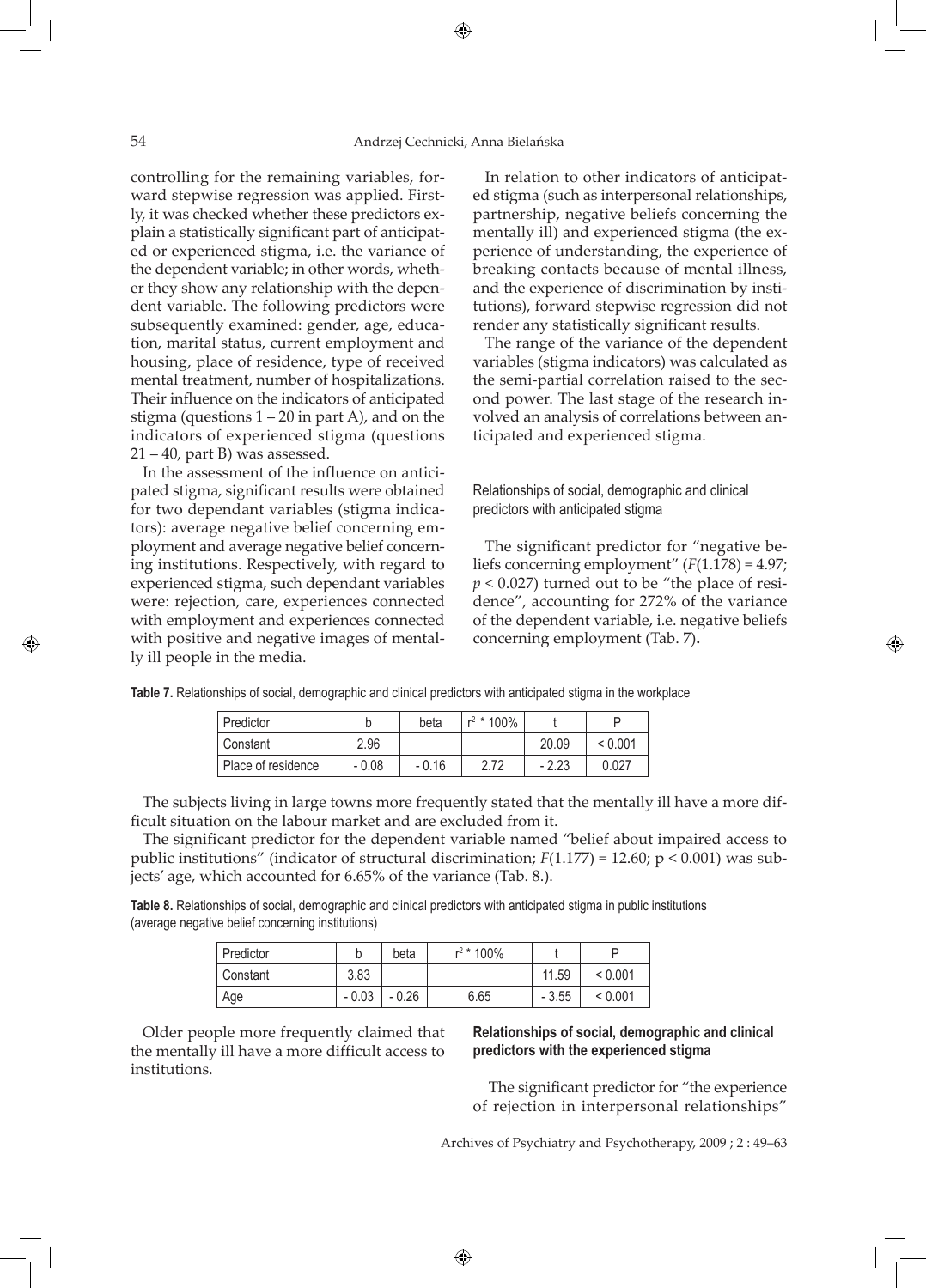controlling for the remaining variables, forward stepwise regression was applied. Firstly, it was checked whether these predictors explain a statistically significant part of anticipated or experienced stigma, i.e. the variance of the dependent variable; in other words, whether they show any relationship with the dependent variable. The following predictors were subsequently examined: gender, age, education, marital status, current employment and housing, place of residence, type of received mental treatment, number of hospitalizations. Their influence on the indicators of anticipated stigma (questions 1 – 20 in part A), and on the indicators of experienced stigma (questions 21 – 40, part B) was assessed.

In the assessment of the influence on anticipated stigma, significant results were obtained for two dependant variables (stigma indicators): average negative belief concerning employment and average negative belief concerning institutions. Respectively, with regard to experienced stigma, such dependant variables were: rejection, care, experiences connected with employment and experiences connected with positive and negative images of mentally ill people in the media.

In relation to other indicators of anticipated stigma (such as interpersonal relationships, partnership, negative beliefs concerning the mentally ill) and experienced stigma (the experience of understanding, the experience of breaking contacts because of mental illness, and the experience of discrimination by institutions), forward stepwise regression did not render any statistically significant results.

The range of the variance of the dependent variables (stigma indicators) was calculated as the semi-partial correlation raised to the second power. The last stage of the research involved an analysis of correlations between anticipated and experienced stigma.

### Relationships of social, demographic and clinical predictors with anticipated stigma

The significant predictor for "negative beliefs concerning employment" ($F(1.178) = 4.97$; $p < 0.027$) turned out to be "the place of residence", accounting for 272% of the variance of the dependent variable, i.e. negative beliefs concerning employment (Tab. 7)**.**

**Table 7.** Relationships of social, demographic and clinical predictors with anticipated stigma in the workplace

| Predictor | b | beta | $r^2$ * 100% | t | P |
|---|---|---|---|---|---|
| Constant | 2.96 | | | 20.09 | < 0.001 |
| Place of residence | - 0.08 | - 0.16 | 2.72 | - 2.23 | 0.027 |

The subjects living in large towns more frequently stated that the mentally ill have a more difficult situation on the labour market and are excluded from it.

The significant predictor for the dependent variable named "belief about impaired access to public institutions" (indicator of structural discrimination; $F(1.177) = 12.60$; $p < 0.001$) was subjects' age, which accounted for 6.65% of the variance (Tab. 8.).

**Table 8.** Relationships of social, demographic and clinical predictors with anticipated stigma in public institutions (average negative belief concerning institutions)

| Predictor | b | beta | $r^2$ * 100% | t | P |
|---|---|---|---|---|---|
| Constant | 3.83 | | | 11.59 | < 0.001 |
| Age | - 0.03 | - 0.26 | 6.65 | - 3.55 | < 0.001 |

Older people more frequently claimed that the mentally ill have a more difficult access to institutions.

### Relationships of social, demographic and clinical predictors with the experienced stigma

The significant predictor for "the experience of rejection in interpersonal relationships"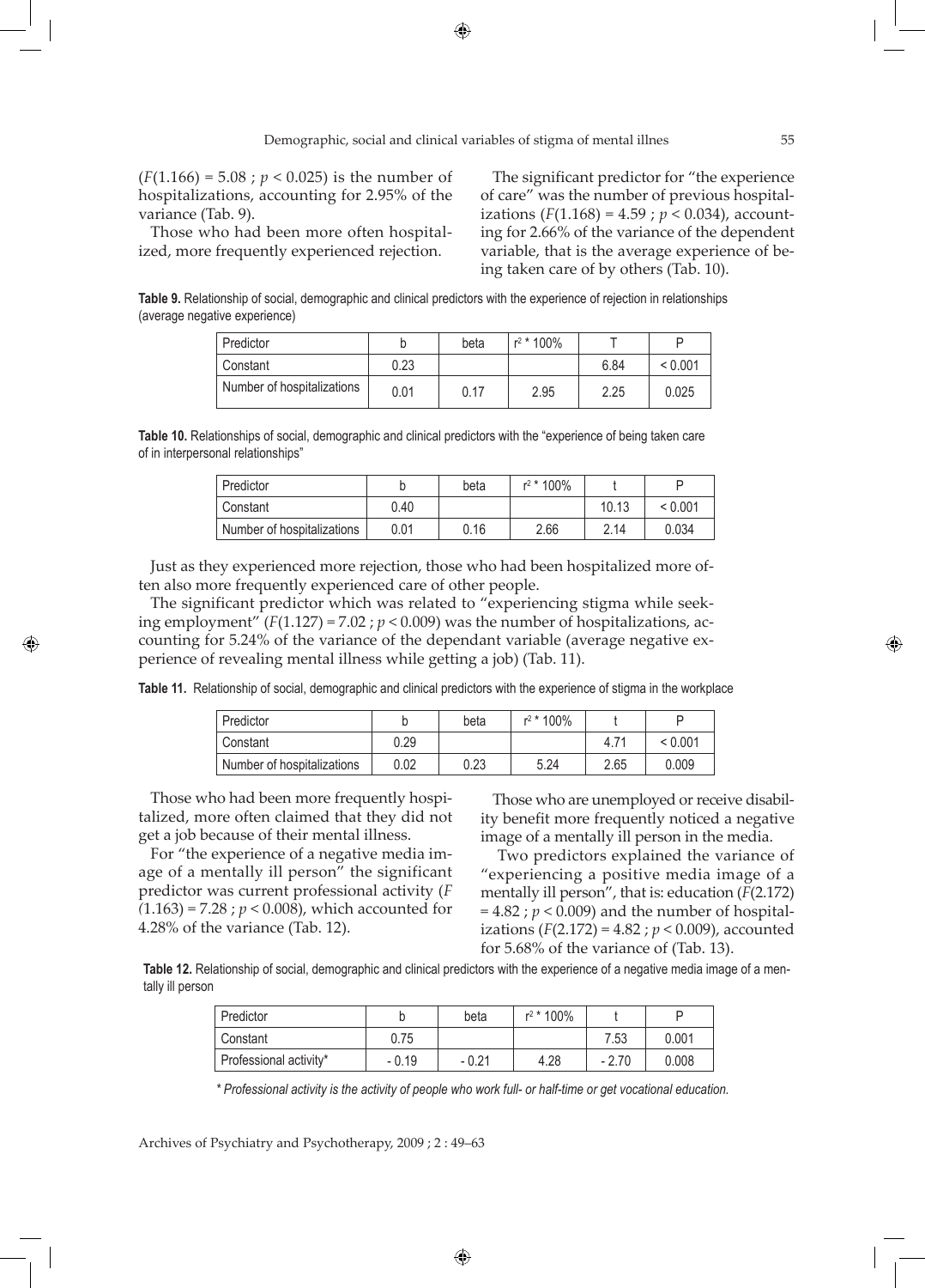($F(1.166) = 5.08$ ; $p < 0.025$) is the number of hospitalizations, accounting for 2.95% of the variance (Tab. 9).

Those who had been more often hospitalized, more frequently experienced rejection.

The significant predictor for "the experience of care" was the number of previous hospitalizations ($F(1.168) = 4.59$ ; $p < 0.034$), accounting for 2.66% of the variance of the dependent variable, that is the average experience of being taken care of by others (Tab. 10).

**Table 9.** Relationship of social, demographic and clinical predictors with the experience of rejection in relationships (average negative experience)

| Predictor | b | beta | $r^2$ * 100% | T | P |
|---|---|---|---|---|---|
| Constant | 0.23 | | | 6.84 | < 0.001 |
| Number of hospitalizations | 0.01 | 0.17 | 2.95 | 2.25 | 0.025 |

**Table 10.** Relationships of social, demographic and clinical predictors with the "experience of being taken care of in interpersonal relationships"

| Predictor | b | beta | $r^2$ * 100% | t | P |
|---|---|---|---|---|---|
| Constant | 0.40 | | | 10.13 | < 0.001 |
| Number of hospitalizations | 0.01 | 0.16 | 2.66 | 2.14 | 0.034 |

Just as they experienced more rejection, those who had been hospitalized more often also more frequently experienced care of other people.

The significant predictor which was related to "experiencing stigma while seeking employment" ($F(1.127) = 7.02$ ; $p < 0.009$) was the number of hospitalizations, accounting for 5.24% of the variance of the dependant variable (average negative experience of revealing mental illness while getting a job) (Tab. 11).

**Table 11.** Relationship of social, demographic and clinical predictors with the experience of stigma in the workplace

| Predictor | b | beta | $r^2$ * 100% | t | P |
|---|---|---|---|---|---|
| Constant | 0.29 | | | 4.71 | < 0.001 |
| Number of hospitalizations | 0.02 | 0.23 | 5.24 | 2.65 | 0.009 |

Those who had been more frequently hospitalized, more often claimed that they did not get a job because of their mental illness.

For "the experience of a negative media image of a mentally ill person" the significant predictor was current professional activity ($F(1.163) = 7.28$ ; $p < 0.008$), which accounted for 4.28% of the variance (Tab. 12).

Those who are unemployed or receive disability benefit more frequently noticed a negative image of a mentally ill person in the media.

Two predictors explained the variance of "experiencing a positive media image of a mentally ill person", that is: education ($F(2.172) = 4.82$ ; $p < 0.009$) and the number of hospitalizations ($F(2.172) = 4.82$ ; $p < 0.009$), accounted for 5.68% of the variance of (Tab. 13).

**Table 12.** Relationship of social, demographic and clinical predictors with the experience of a negative media image of a mentally ill person

| Predictor | b | beta | $r^2$ * 100% | t | P |
|---|---|---|---|---|---|
| Constant | 0.75 | | | 7.53 | 0.001 |
| Professional activity* | - 0.19 | - 0.21 | 4.28 | - 2.70 | 0.008 |

*\* Professional activity is the activity of people who work full- or half-time or get vocational education.*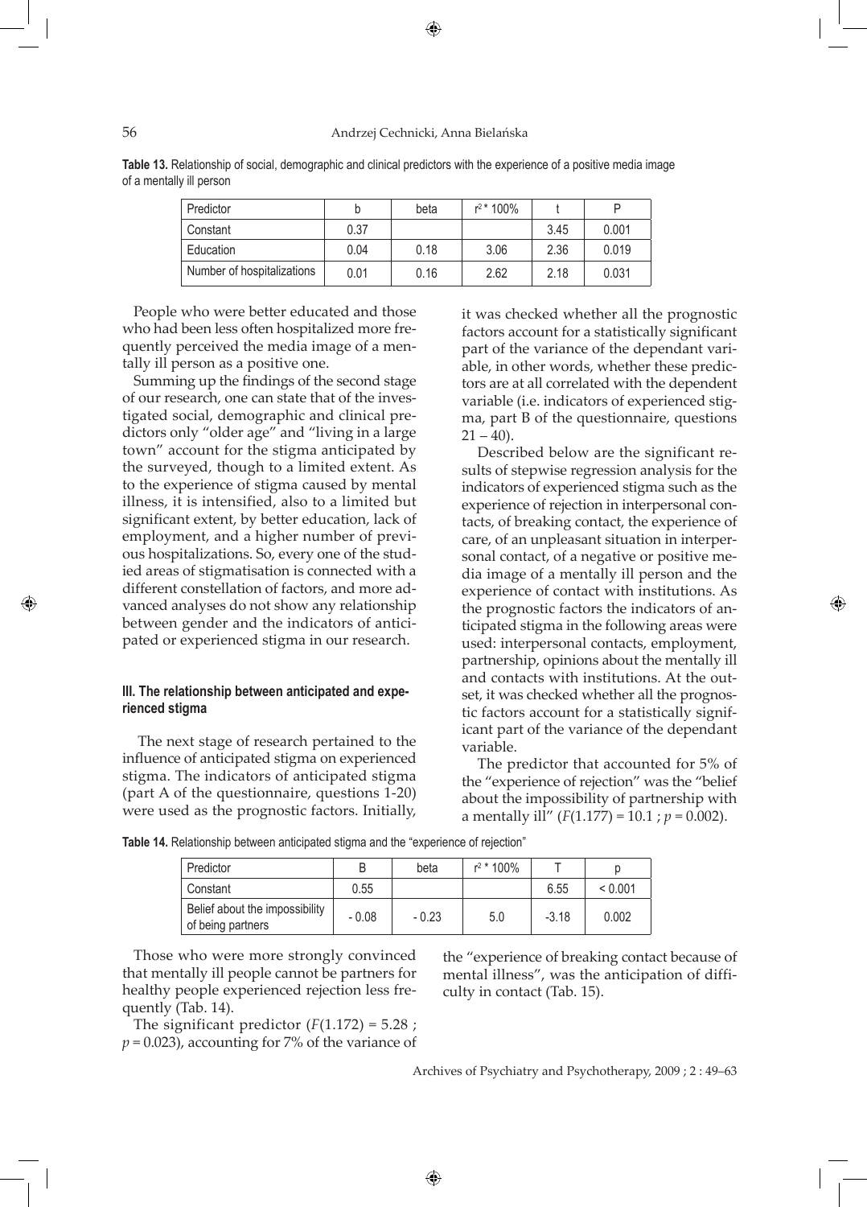**Table 13.** Relationship of social, demographic and clinical predictors with the experience of a positive media image of a mentally ill person

| Predictor | b | beta | $r^2$ * 100% | t | P |
|---|---|---|---|---|---|
| Constant | 0.37 | | | 3.45 | 0.001 |
| Education | 0.04 | 0.18 | 3.06 | 2.36 | 0.019 |
| Number of hospitalizations | 0.01 | 0.16 | 2.62 | 2.18 | 0.031 |

People who were better educated and those who had been less often hospitalized more frequently perceived the media image of a mentally ill person as a positive one.

Summing up the findings of the second stage of our research, one can state that of the investigated social, demographic and clinical predictors only "older age" and "living in a large town" account for the stigma anticipated by the surveyed, though to a limited extent. As to the experience of stigma caused by mental illness, it is intensified, also to a limited but significant extent, by better education, lack of employment, and a higher number of previous hospitalizations. So, every one of the studied areas of stigmatisation is connected with a different constellation of factors, and more advanced analyses do not show any relationship between gender and the indicators of anticipated or experienced stigma in our research.

#### III. The relationship between anticipated and experienced stigma

The next stage of research pertained to the influence of anticipated stigma on experienced stigma. The indicators of anticipated stigma (part A of the questionnaire, questions 1-20) were used as the prognostic factors. Initially, it was checked whether all the prognostic factors account for a statistically significant part of the variance of the dependant variable, in other words, whether these predictors are at all correlated with the dependent variable (i.e. indicators of experienced stigma, part B of the questionnaire, questions 21 – 40).

Described below are the significant results of stepwise regression analysis for the indicators of experienced stigma such as the experience of rejection in interpersonal contacts, of breaking contact, the experience of care, of an unpleasant situation in interpersonal contact, of a negative or positive media image of a mentally ill person and the experience of contact with institutions. As the prognostic factors the indicators of anticipated stigma in the following areas were used: interpersonal contacts, employment, partnership, opinions about the mentally ill and contacts with institutions. At the outset, it was checked whether all the prognostic factors account for a statistically significant part of the variance of the dependant variable.

The predictor that accounted for 5% of the "experience of rejection" was the "belief about the impossibility of partnership with a mentally ill" ($F(1.177) = 10.1$ ; $p = 0.002$).

**Table 14.** Relationship between anticipated stigma and the "experience of rejection"

| Predictor | B | beta | $r^2$ * 100% | T | p |
|---|---|---|---|---|---|
| Constant | 0.55 | | | 6.55 | < 0.001 |
| Belief about the impossibility of being partners | - 0.08 | - 0.23 | 5.0 | -3.18 | 0.002 |

Those who were more strongly convinced that mentally ill people cannot be partners for healthy people experienced rejection less frequently (Tab. 14).

The significant predictor ($F(1.172) = 5.28$ ; $p = 0.023$), accounting for 7% of the variance of the "experience of breaking contact because of mental illness", was the anticipation of difficulty in contact (Tab. 15).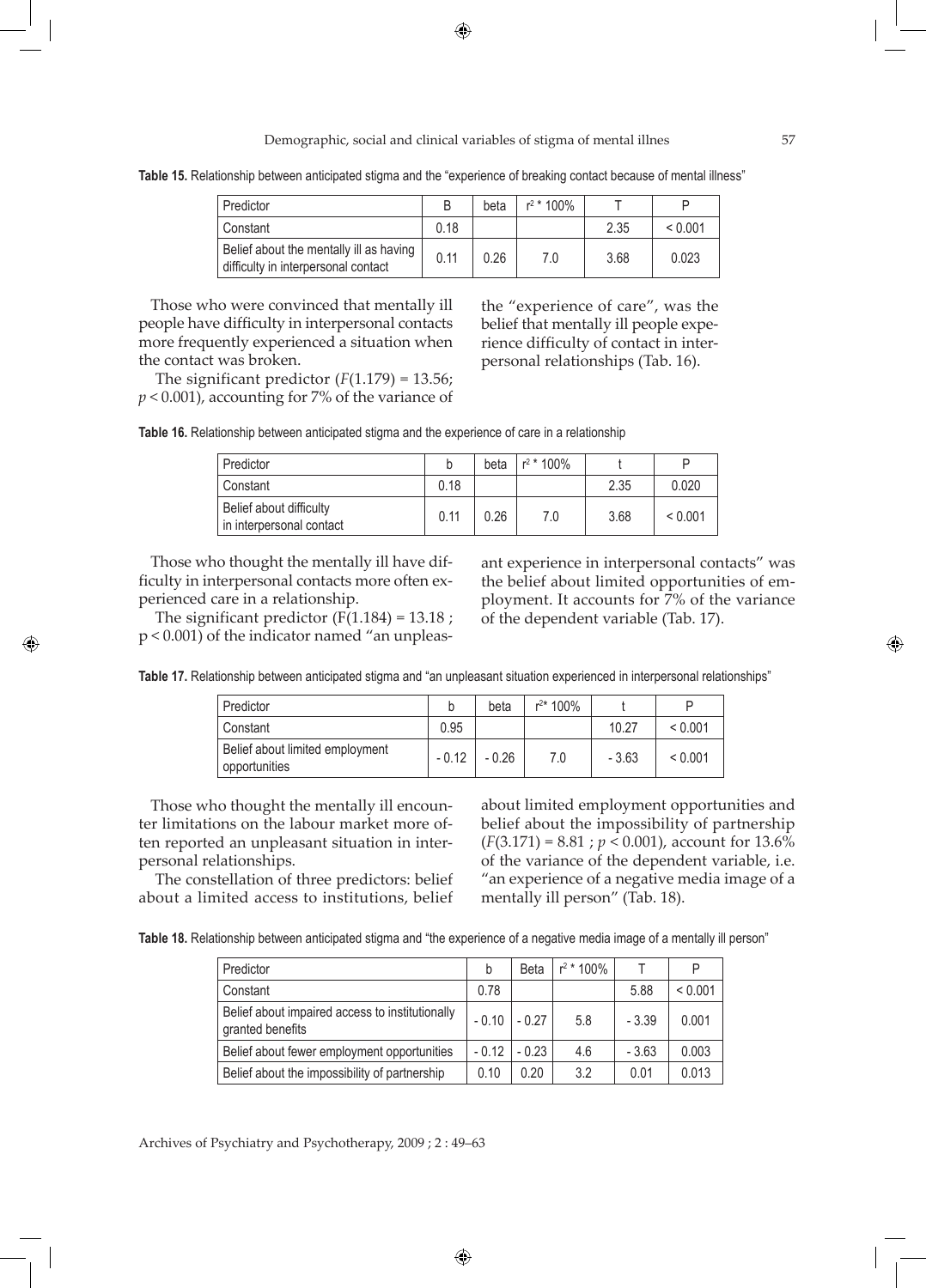**Table 15.** Relationship between anticipated stigma and the "experience of breaking contact because of mental illness"

| Predictor | B | beta | $r^2$ * 100% | T | P |
|---|---|---|---|---|---|
| Constant | 0.18 | | | 2.35 | < 0.001 |
| Belief about the mentally ill as having difficulty in interpersonal contact | 0.11 | 0.26 | 7.0 | 3.68 | 0.023 |

Those who were convinced that mentally ill people have difficulty in interpersonal contacts more frequently experienced a situation when the contact was broken.

The significant predictor ($F(1.179) = 13.56$; $p < 0.001$), accounting for 7% of the variance of the "experience of care", was the belief that mentally ill people experience difficulty of contact in interpersonal relationships (Tab. 16).

**Table 16.** Relationship between anticipated stigma and the experience of care in a relationship

| Predictor | b | beta | $r^2$ * 100% | t | P |
|---|---|---|---|---|---|
| Constant | 0.18 | | | 2.35 | 0.020 |
| Belief about difficulty in interpersonal contact | 0.11 | 0.26 | 7.0 | 3.68 | < 0.001 |

Those who thought the mentally ill have difficulty in interpersonal contacts more often experienced care in a relationship.

The significant predictor ($F(1.184) = 13.18$ ; $p < 0.001$) of the indicator named "an unpleasant experience in interpersonal contacts" was the belief about limited opportunities of employment. It accounts for 7% of the variance of the dependent variable (Tab. 17).

**Table 17.** Relationship between anticipated stigma and "an unpleasant situation experienced in interpersonal relationships"

| Predictor | b | beta | $r^{2}$* 100% | t | P |
|---|---|---|---|---|---|
| Constant | 0.95 | | | 10.27 | < 0.001 |
| Belief about limited employment opportunities | - 0.12 | - 0.26 | 7.0 | - 3.63 | < 0.001 |

Those who thought the mentally ill encounter limitations on the labour market more often reported an unpleasant situation in interpersonal relationships.

The constellation of three predictors: belief about a limited access to institutions, belief about limited employment opportunities and belief about the impossibility of partnership ($F(3.171) = 8.81$ ; $p < 0.001$), account for 13.6% of the variance of the dependent variable, i.e. "an experience of a negative media image of a mentally ill person" (Tab. 18).

**Table 18.** Relationship between anticipated stigma and "the experience of a negative media image of a mentally ill person"

| Predictor | b | Beta | $r^2$ * 100% | T | P |
|---|---|---|---|---|---|
| Constant | 0.78 | | | 5.88 | < 0.001 |
| Belief about impaired access to institutionally granted benefits | - 0.10 | - 0.27 | 5.8 | - 3.39 | 0.001 |
| Belief about fewer employment opportunities | - 0.12 | - 0.23 | 4.6 | - 3.63 | 0.003 |
| Belief about the impossibility of partnership | 0.10 | 0.20 | 3.2 | 0.01 | 0.013 |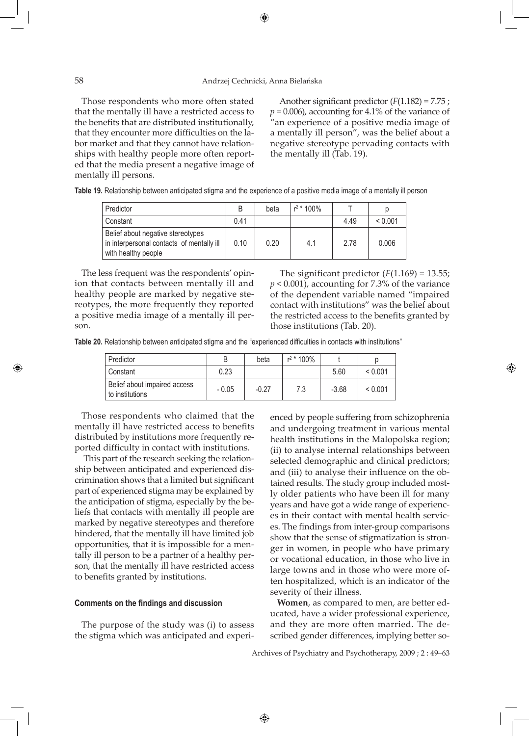Those respondents who more often stated that the mentally ill have a restricted access to the benefits that are distributed institutionally, that they encounter more difficulties on the labor market and that they cannot have relationships with healthy people more often reported that the media present a negative image of mentally ill persons.

Another significant predictor ($F(1.182) = 7.75$ ; $p = 0.006$), accounting for 4.1% of the variance of "an experience of a positive media image of a mentally ill person", was the belief about a negative stereotype pervading contacts with the mentally ill (Tab. 19).

**Table 19.** Relationship between anticipated stigma and the experience of a positive media image of a mentally ill person

| Predictor | B | beta | $r^2$ * 100% | T | p |
|---|---|---|---|---|---|
| Constant | 0.41 | | | 4.49 | < 0.001 |
| Belief about negative stereotypes in interpersonal contacts of mentally ill with healthy people | 0.10 | 0.20 | 4.1 | 2.78 | 0.006 |

The less frequent was the respondents' opinion that contacts between mentally ill and healthy people are marked by negative stereotypes, the more frequently they reported a positive media image of a mentally ill person.

The significant predictor ($F(1.169) = 13.55$; $p < 0.001$), accounting for 7.3% of the variance of the dependent variable named "impaired contact with institutions" was the belief about the restricted access to the benefits granted by those institutions (Tab. 20).

**Table 20.** Relationship between anticipated stigma and the "experienced difficulties in contacts with institutions"

| Predictor | B | beta | $r^2$ * 100% | t | p |
|---|---|---|---|---|---|
| Constant | 0.23 | | | 5.60 | < 0.001 |
| Belief about impaired access to institutions | - 0.05 | -0.27 | 7.3 | -3.68 | < 0.001 |

Those respondents who claimed that the mentally ill have restricted access to benefits distributed by institutions more frequently reported difficulty in contact with institutions.

This part of the research seeking the relationship between anticipated and experienced discrimination shows that a limited but significant part of experienced stigma may be explained by the anticipation of stigma, especially by the beliefs that contacts with mentally ill people are marked by negative stereotypes and therefore hindered, that the mentally ill have limited job opportunities, that it is impossible for a mentally ill person to be a partner of a healthy person, that the mentally ill have restricted access to benefits granted by institutions.

#### Comments on the findings and discussion

The purpose of the study was (i) to assess the stigma which was anticipated and experienced by people suffering from schizophrenia and undergoing treatment in various mental health institutions in the Malopolska region; (ii) to analyse internal relationships between selected demographic and clinical predictors; and (iii) to analyse their influence on the obtained results. The study group included mostly older patients who have been ill for many years and have got a wide range of experiences in their contact with mental health services. The findings from inter-group comparisons show that the sense of stigmatization is stronger in women, in people who have primary or vocational education, in those who live in large towns and in those who were more often hospitalized, which is an indicator of the severity of their illness.

**Women**, as compared to men, are better educated, have a wider professional experience, and they are more often married. The described gender differences, implying better so-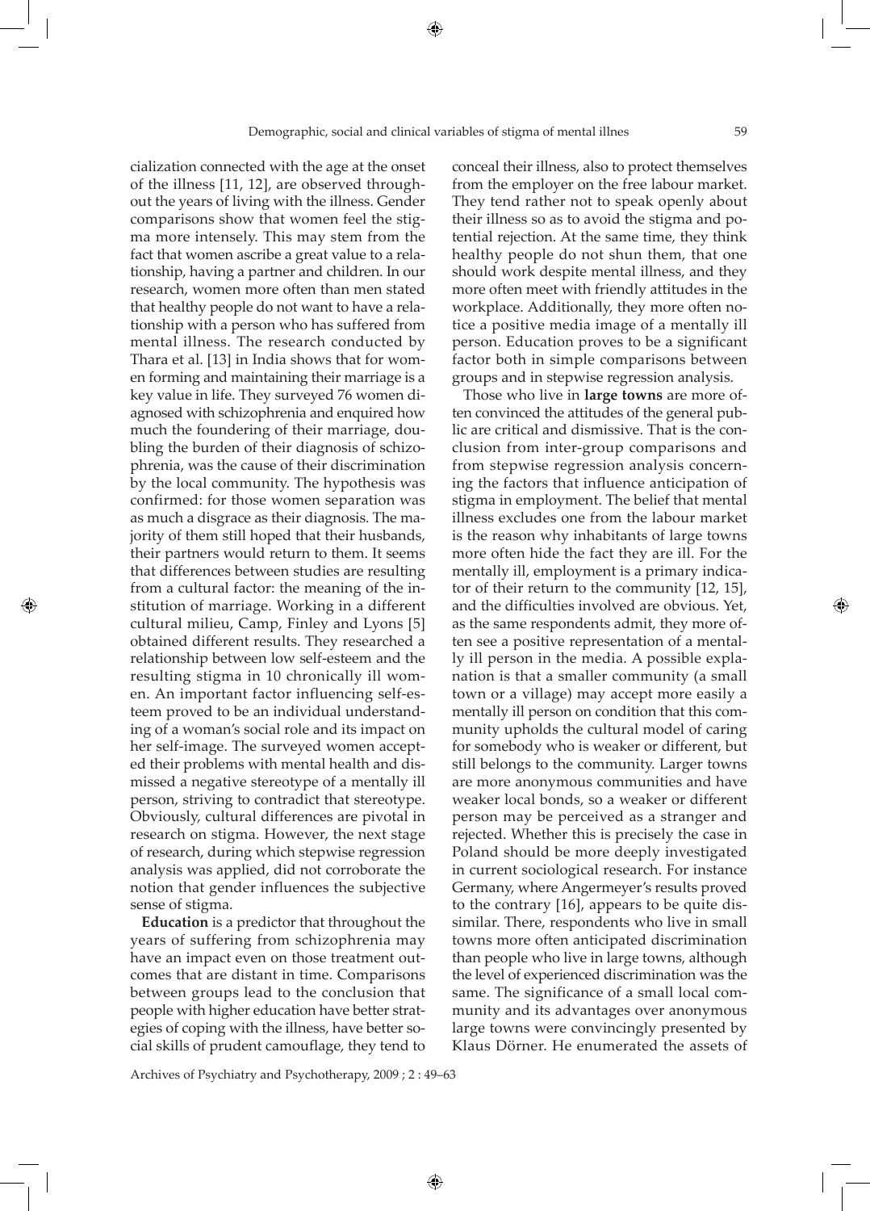cialization connected with the age at the onset of the illness [11, 12], are observed throughout the years of living with the illness. Gender comparisons show that women feel the stigma more intensely. This may stem from the fact that women ascribe a great value to a relationship, having a partner and children. In our research, women more often than men stated that healthy people do not want to have a relationship with a person who has suffered from mental illness. The research conducted by Thara et al. [13] in India shows that for women forming and maintaining their marriage is a key value in life. They surveyed 76 women diagnosed with schizophrenia and enquired how much the foundering of their marriage, doubling the burden of their diagnosis of schizophrenia, was the cause of their discrimination by the local community. The hypothesis was confirmed: for those women separation was as much a disgrace as their diagnosis. The majority of them still hoped that their husbands, their partners would return to them. It seems that differences between studies are resulting from a cultural factor: the meaning of the institution of marriage. Working in a different cultural milieu, Camp, Finley and Lyons [5] obtained different results. They researched a relationship between low self-esteem and the resulting stigma in 10 chronically ill women. An important factor influencing self-esteem proved to be an individual understanding of a woman's social role and its impact on her self-image. The surveyed women accepted their problems with mental health and dismissed a negative stereotype of a mentally ill person, striving to contradict that stereotype. Obviously, cultural differences are pivotal in research on stigma. However, the next stage of research, during which stepwise regression analysis was applied, did not corroborate the notion that gender influences the subjective sense of stigma.

**Education** is a predictor that throughout the years of suffering from schizophrenia may have an impact even on those treatment outcomes that are distant in time. Comparisons between groups lead to the conclusion that people with higher education have better strategies of coping with the illness, have better social skills of prudent camouflage, they tend to conceal their illness, also to protect themselves from the employer on the free labour market. They tend rather not to speak openly about their illness so as to avoid the stigma and potential rejection. At the same time, they think healthy people do not shun them, that one should work despite mental illness, and they more often meet with friendly attitudes in the workplace. Additionally, they more often notice a positive media image of a mentally ill person. Education proves to be a significant factor both in simple comparisons between groups and in stepwise regression analysis.

Those who live in **large towns** are more often convinced the attitudes of the general public are critical and dismissive. That is the conclusion from inter-group comparisons and from stepwise regression analysis concerning the factors that influence anticipation of stigma in employment. The belief that mental illness excludes one from the labour market is the reason why inhabitants of large towns more often hide the fact they are ill. For the mentally ill, employment is a primary indicator of their return to the community [12, 15], and the difficulties involved are obvious. Yet, as the same respondents admit, they more often see a positive representation of a mentally ill person in the media. A possible explanation is that a smaller community (a small town or a village) may accept more easily a mentally ill person on condition that this community upholds the cultural model of caring for somebody who is weaker or different, but still belongs to the community. Larger towns are more anonymous communities and have weaker local bonds, so a weaker or different person may be perceived as a stranger and rejected. Whether this is precisely the case in Poland should be more deeply investigated in current sociological research. For instance Germany, where Angermeyer's results proved to the contrary [16], appears to be quite dissimilar. There, respondents who live in small towns more often anticipated discrimination than people who live in large towns, although the level of experienced discrimination was the same. The significance of a small local community and its advantages over anonymous large towns were convincingly presented by Klaus Dörner. He enumerated the assets of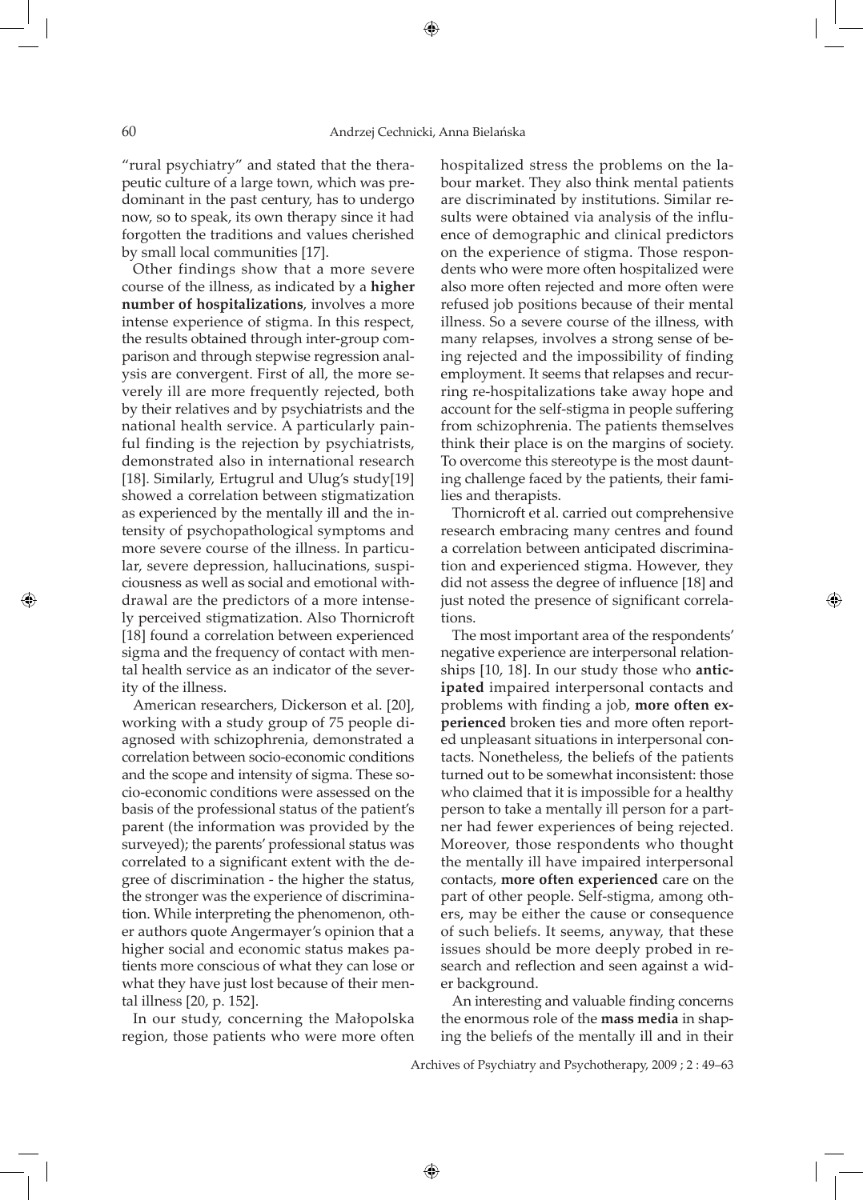"rural psychiatry" and stated that the therapeutic culture of a large town, which was predominant in the past century, has to undergo now, so to speak, its own therapy since it had forgotten the traditions and values cherished by small local communities [17].

Other findings show that a more severe course of the illness, as indicated by a **higher number of hospitalizations**, involves a more intense experience of stigma. In this respect, the results obtained through inter-group comparison and through stepwise regression analysis are convergent. First of all, the more severely ill are more frequently rejected, both by their relatives and by psychiatrists and the national health service. A particularly painful finding is the rejection by psychiatrists, demonstrated also in international research [18]. Similarly, Ertugrul and Ulug's study[19] showed a correlation between stigmatization as experienced by the mentally ill and the intensity of psychopathological symptoms and more severe course of the illness. In particular, severe depression, hallucinations, suspiciousness as well as social and emotional withdrawal are the predictors of a more intensely perceived stigmatization. Also Thornicroft [18] found a correlation between experienced sigma and the frequency of contact with mental health service as an indicator of the severity of the illness.

American researchers, Dickerson et al. [20], working with a study group of 75 people diagnosed with schizophrenia, demonstrated a correlation between socio-economic conditions and the scope and intensity of sigma. These socio-economic conditions were assessed on the basis of the professional status of the patient's parent (the information was provided by the surveyed); the parents' professional status was correlated to a significant extent with the degree of discrimination - the higher the status, the stronger was the experience of discrimination. While interpreting the phenomenon, other authors quote Angermayer's opinion that a higher social and economic status makes patients more conscious of what they can lose or what they have just lost because of their mental illness [20, p. 152].

In our study, concerning the Małopolska region, those patients who were more often hospitalized stress the problems on the labour market. They also think mental patients are discriminated by institutions. Similar results were obtained via analysis of the influence of demographic and clinical predictors on the experience of stigma. Those respondents who were more often hospitalized were also more often rejected and more often were refused job positions because of their mental illness. So a severe course of the illness, with many relapses, involves a strong sense of being rejected and the impossibility of finding employment. It seems that relapses and recurring re-hospitalizations take away hope and account for the self-stigma in people suffering from schizophrenia. The patients themselves think their place is on the margins of society. To overcome this stereotype is the most daunting challenge faced by the patients, their families and therapists.

Thornicroft et al. carried out comprehensive research embracing many centres and found a correlation between anticipated discrimination and experienced stigma. However, they did not assess the degree of influence [18] and just noted the presence of significant correlations.

The most important area of the respondents' negative experience are interpersonal relationships [10, 18]. In our study those who **anticipated** impaired interpersonal contacts and problems with finding a job, **more often experienced** broken ties and more often reported unpleasant situations in interpersonal contacts. Nonetheless, the beliefs of the patients turned out to be somewhat inconsistent: those who claimed that it is impossible for a healthy person to take a mentally ill person for a partner had fewer experiences of being rejected. Moreover, those respondents who thought the mentally ill have impaired interpersonal contacts, **more often experienced** care on the part of other people. Self-stigma, among others, may be either the cause or consequence of such beliefs. It seems, anyway, that these issues should be more deeply probed in research and reflection and seen against a wider background.

An interesting and valuable finding concerns the enormous role of the **mass media** in shaping the beliefs of the mentally ill and in their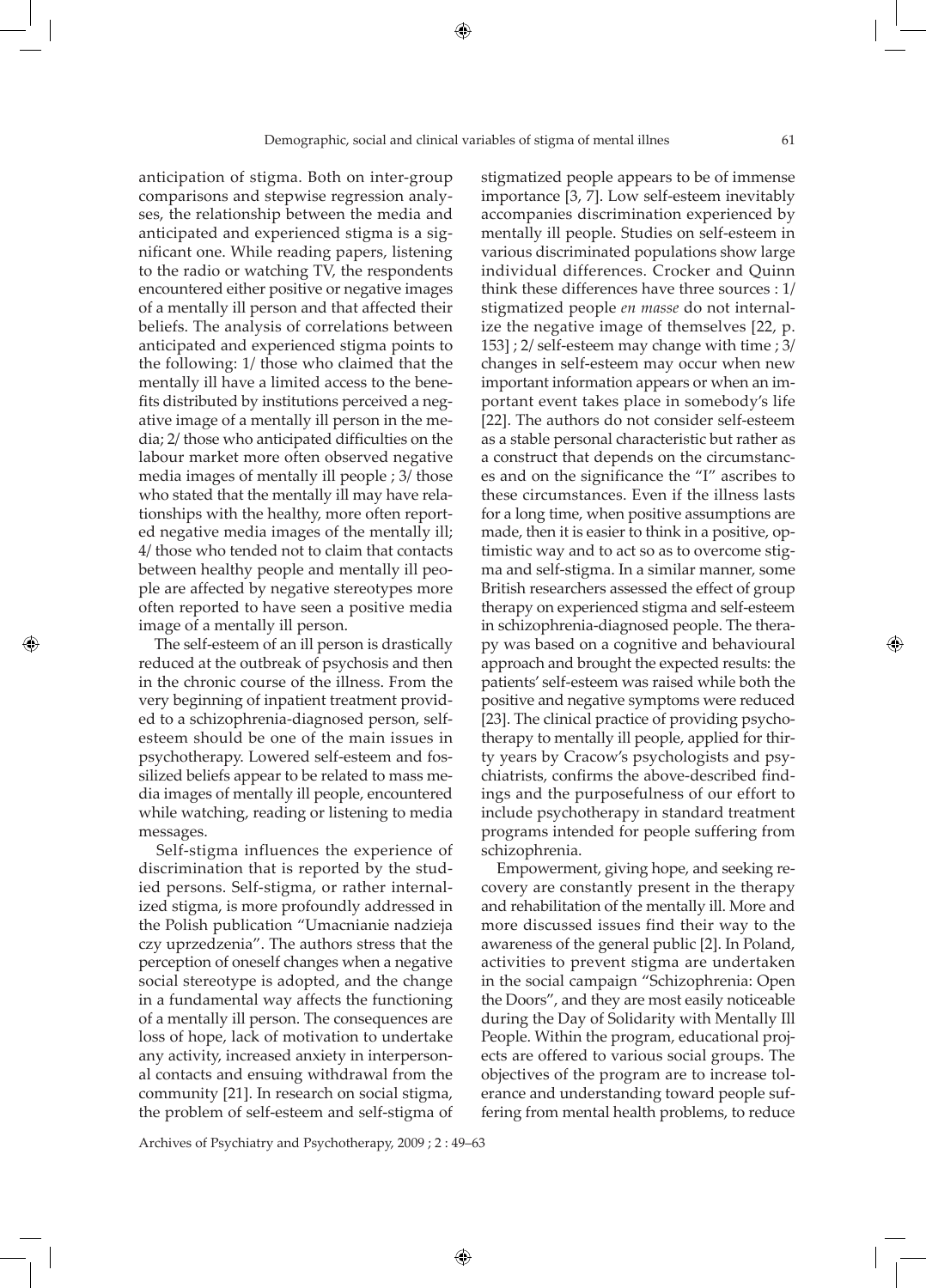anticipation of stigma. Both on inter-group comparisons and stepwise regression analyses, the relationship between the media and anticipated and experienced stigma is a significant one. While reading papers, listening to the radio or watching TV, the respondents encountered either positive or negative images of a mentally ill person and that affected their beliefs. The analysis of correlations between anticipated and experienced stigma points to the following: 1/ those who claimed that the mentally ill have a limited access to the benefits distributed by institutions perceived a negative image of a mentally ill person in the media; 2/ those who anticipated difficulties on the labour market more often observed negative media images of mentally ill people ; 3/ those who stated that the mentally ill may have relationships with the healthy, more often reported negative media images of the mentally ill; 4/ those who tended not to claim that contacts between healthy people and mentally ill people are affected by negative stereotypes more often reported to have seen a positive media image of a mentally ill person.

The self-esteem of an ill person is drastically reduced at the outbreak of psychosis and then in the chronic course of the illness. From the very beginning of inpatient treatment provided to a schizophrenia-diagnosed person, self-esteem should be one of the main issues in psychotherapy. Lowered self-esteem and fossilized beliefs appear to be related to mass media images of mentally ill people, encountered while watching, reading or listening to media messages.

Self-stigma influences the experience of discrimination that is reported by the studied persons. Self-stigma, or rather internalized stigma, is more profoundly addressed in the Polish publication "Umacnianie nadzieja czy uprzedzenia". The authors stress that the perception of oneself changes when a negative social stereotype is adopted, and the change in a fundamental way affects the functioning of a mentally ill person. The consequences are loss of hope, lack of motivation to undertake any activity, increased anxiety in interpersonal contacts and ensuing withdrawal from the community [21]. In research on social stigma, the problem of self-esteem and self-stigma of stigmatized people appears to be of immense importance [3, 7]. Low self-esteem inevitably accompanies discrimination experienced by mentally ill people. Studies on self-esteem in various discriminated populations show large individual differences. Crocker and Quinn think these differences have three sources : 1/ stigmatized people *en masse* do not internalize the negative image of themselves [22, p. 153] ; 2/ self-esteem may change with time ; 3/ changes in self-esteem may occur when new important information appears or when an important event takes place in somebody's life [22]. The authors do not consider self-esteem as a stable personal characteristic but rather as a construct that depends on the circumstances and on the significance the "I" ascribes to these circumstances. Even if the illness lasts for a long time, when positive assumptions are made, then it is easier to think in a positive, optimistic way and to act so as to overcome stigma and self-stigma. In a similar manner, some British researchers assessed the effect of group therapy on experienced stigma and self-esteem in schizophrenia-diagnosed people. The therapy was based on a cognitive and behavioural approach and brought the expected results: the patients' self-esteem was raised while both the positive and negative symptoms were reduced [23]. The clinical practice of providing psychotherapy to mentally ill people, applied for thirty years by Cracow's psychologists and psychiatrists, confirms the above-described findings and the purposefulness of our effort to include psychotherapy in standard treatment programs intended for people suffering from schizophrenia.

Empowerment, giving hope, and seeking recovery are constantly present in the therapy and rehabilitation of the mentally ill. More and more discussed issues find their way to the awareness of the general public [2]. In Poland, activities to prevent stigma are undertaken in the social campaign "Schizophrenia: Open the Doors", and they are most easily noticeable during the Day of Solidarity with Mentally Ill People. Within the program, educational projects are offered to various social groups. The objectives of the program are to increase tolerance and understanding toward people suffering from mental health problems, to reduce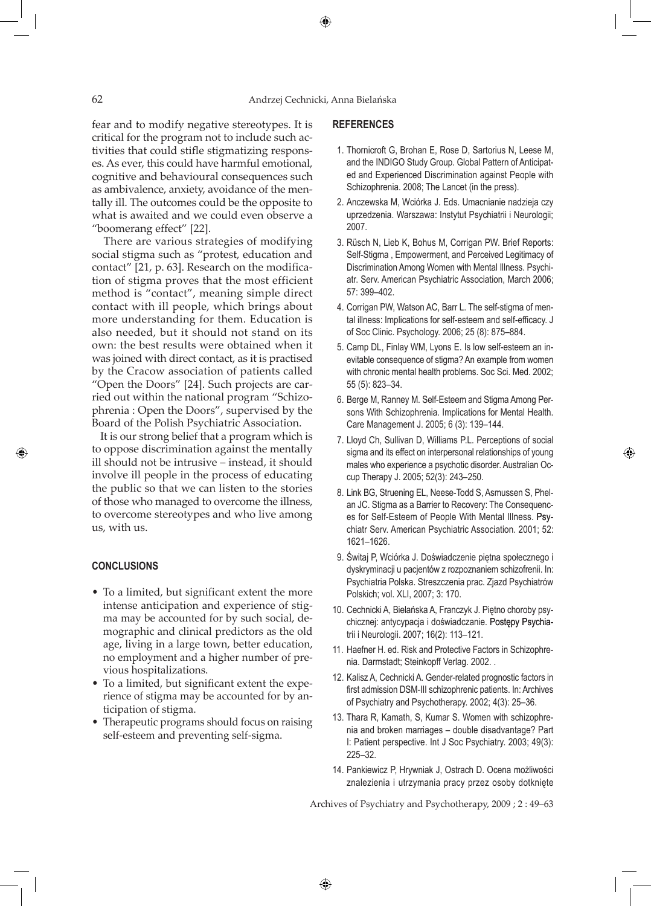fear and to modify negative stereotypes. It is critical for the program not to include such activities that could stifle stigmatizing responses. As ever, this could have harmful emotional, cognitive and behavioural consequences such as ambivalence, anxiety, avoidance of the mentally ill. The outcomes could be the opposite to what is awaited and we could even observe a "boomerang effect" [22].

There are various strategies of modifying social stigma such as "protest, education and contact" [21, p. 63]. Research on the modification of stigma proves that the most efficient method is "contact", meaning simple direct contact with ill people, which brings about more understanding for them. Education is also needed, but it should not stand on its own: the best results were obtained when it was joined with direct contact, as it is practised by the Cracow association of patients called "Open the Doors" [24]. Such projects are carried out within the national program "Schizophrenia : Open the Doors", supervised by the Board of the Polish Psychiatric Association.

It is our strong belief that a program which is to oppose discrimination against the mentally ill should not be intrusive – instead, it should involve ill people in the process of educating the public so that we can listen to the stories of those who managed to overcome the illness, to overcome stereotypes and who live among us, with us.

## CONCLUSIONS

- To a limited, but significant extent the more intense anticipation and experience of stigma may be accounted for by such social, demographic and clinical predictors as the old age, living in a large town, better education, no employment and a higher number of previous hospitalizations.
- To a limited, but significant extent the experience of stigma may be accounted for by anticipation of stigma.
- Therapeutic programs should focus on raising self-esteem and preventing self-sigma.

## REFERENCES

1. Thornicroft G, Brohan E, Rose D, Sartorius N, Leese M, and the INDIGO Study Group. Global Pattern of Anticipated and Experienced Discrimination against People with Schizophrenia. 2008; The Lancet (in the press).
2. Anczewska M, Wciórka J. Eds. Umacnianie nadzieja czy uprzedzenia. Warszawa: Instytut Psychiatrii i Neurologii; 2007.
3. Rüsch N, Lieb K, Bohus M, Corrigan PW. Brief Reports: Self-Stigma , Empowerment, and Perceived Legitimacy of Discrimination Among Women with Mental Illness. Psychiatr. Serv. American Psychiatric Association, March 2006; 57: 399–402.
4. Corrigan PW, Watson AC, Barr L. The self-stigma of mental illness: Implications for self-esteem and self-efficacy. J of Soc Clinic. Psychology. 2006; 25 (8): 875–884.
5. Camp DL, Finlay WM, Lyons E. Is low self-esteem an inevitable consequence of stigma? An example from women with chronic mental health problems. Soc Sci. Med. 2002; 55 (5): 823–34.
6. Berge M, Ranney M. Self-Esteem and Stigma Among Persons With Schizophrenia. Implications for Mental Health. Care Management J. 2005; 6 (3): 139–144.
7. Lloyd Ch, Sullivan D, Williams P.L. Perceptions of social sigma and its effect on interpersonal relationships of young males who experience a psychotic disorder. Australian Occup Therapy J. 2005; 52(3): 243–250.
8. Link BG, Struening EL, Neese-Todd S, Asmussen S, Phelan JC. Stigma as a Barrier to Recovery: The Consequences for Self-Esteem of People With Mental Illness. Psychiatr Serv. American Psychiatric Association. 2001; 52: 1621–1626.
9. Świtaj P, Wciórka J. Doświadczenie piętna społecznego i dyskryminacji u pacjentów z rozpoznaniem schizofrenii. In: Psychiatria Polska. Streszczenia prac. Zjazd Psychiatrów Polskich; vol. XLI, 2007; 3: 170.
10. Cechnicki A, Bielańska A, Franczyk J. Piętno choroby psychicznej: antycypacja i doświadczanie. Postępy Psychiatrii i Neurologii. 2007; 16(2): 113–121.
11. Haefner H. ed. Risk and Protective Factors in Schizophrenia. Darmstadt; Steinkopff Verlag. 2002. .
12. Kalisz A, Cechnicki A. Gender-related prognostic factors in first admission DSM-III schizophrenic patients. In: Archives of Psychiatry and Psychotherapy. 2002; 4(3): 25–36.
13. Thara R, Kamath, S, Kumar S. Women with schizophrenia and broken marriages – double disadvantage? Part I: Patient perspective. Int J Soc Psychiatry. 2003; 49(3): 225–32.
14. Pankiewicz P, Hrywniak J, Ostrach D. Ocena możliwości znalezienia i utrzymania pracy przez osoby dotknięte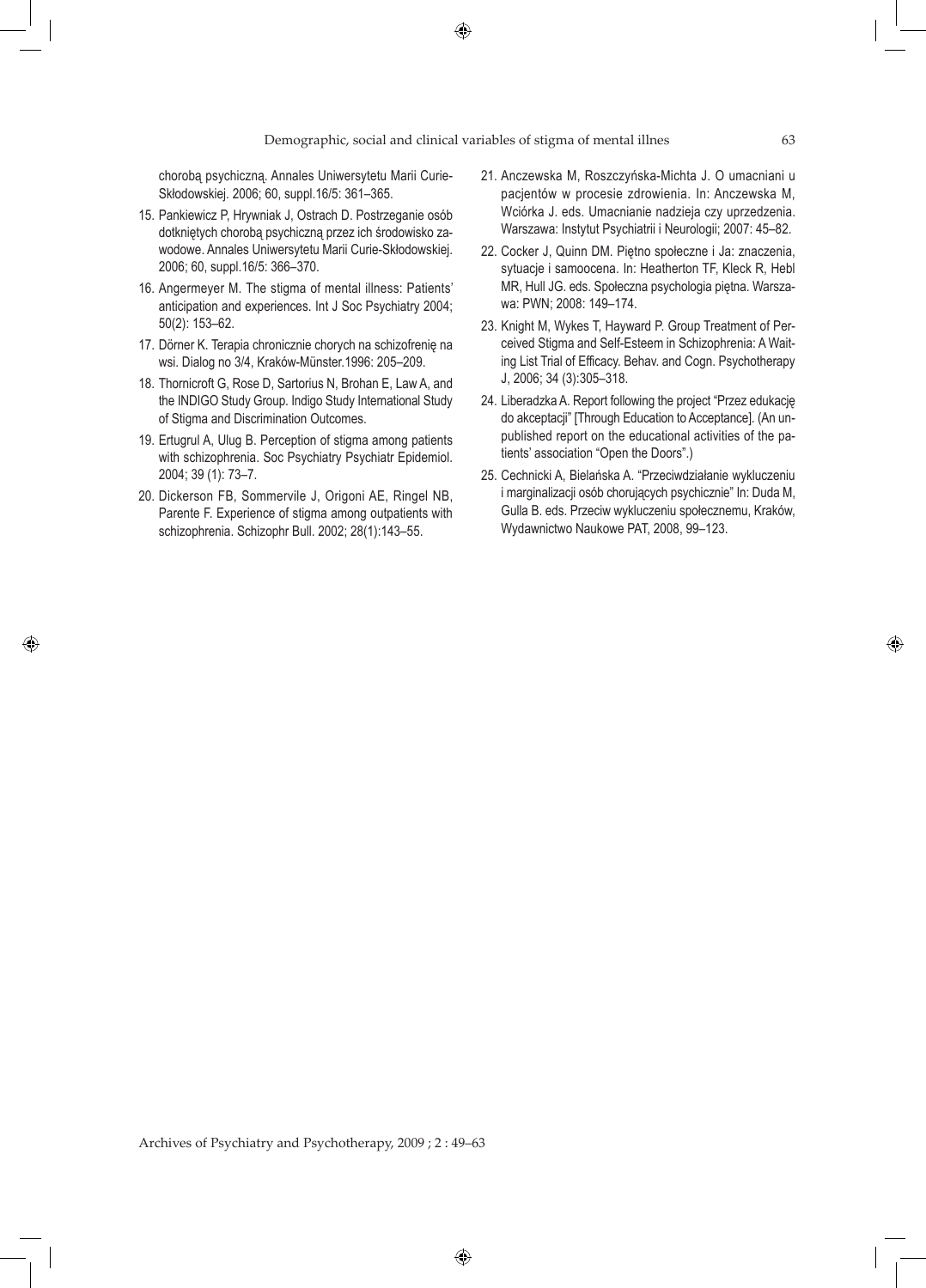chorobą psychiczną. Annales Uniwersytetu Marii Curie-Skłodowskiej. 2006; 60, suppl.16/5: 361–365.

15. Pankiewicz P, Hrywniak J, Ostrach D. Postrzeganie osób dotkniętych chorobą psychiczną przez ich środowisko zawodowe. Annales Uniwersytetu Marii Curie-Skłodowskiej. 2006; 60, suppl.16/5: 366–370.
16. Angermeyer M. The stigma of mental illness: Patients' anticipation and experiences. Int J Soc Psychiatry 2004; 50(2): 153–62.
17. Dörner K. Terapia chronicznie chorych na schizofrenię na wsi. Dialog no 3/4, Kraków-Münster.1996: 205–209.
18. Thornicroft G, Rose D, Sartorius N, Brohan E, Law A, and the INDIGO Study Group. Indigo Study International Study of Stigma and Discrimination Outcomes.
19. Ertugrul A, Ulug B. Perception of stigma among patients with schizophrenia. Soc Psychiatry Psychiatr Epidemiol. 2004; 39 (1): 73–7.
20. Dickerson FB, Sommervile J, Origoni AE, Ringel NB, Parente F. Experience of stigma among outpatients with schizophrenia. Schizophr Bull. 2002; 28(1):143–55.
21. Anczewska M, Roszczyńska-Michta J. O umacniani u pacjentów w procesie zdrowienia. In: Anczewska M, Wciórka J. eds. Umacnianie nadzieja czy uprzedzenia. Warszawa: Instytut Psychiatrii i Neurologii; 2007: 45–82.
22. Cocker J, Quinn DM. Piętno społeczne i Ja: znaczenia, sytuacje i samoocena. In: Heatherton TF, Kleck R, Hebl MR, Hull JG. eds. Społeczna psychologia piętna. Warszawa: PWN; 2008: 149–174.
23. Knight M, Wykes T, Hayward P. Group Treatment of Perceived Stigma and Self-Esteem in Schizophrenia: A Waiting List Trial of Efficacy. Behav. and Cogn. Psychotherapy J, 2006; 34 (3):305–318.
24. Liberadzka A. Report following the project "Przez edukację do akceptacji" [Through Education to Acceptance]. (An unpublished report on the educational activities of the patients' association "Open the Doors".)
25. Cechnicki A, Bielańska A. "Przeciwdziałanie wykluczeniu i marginalizacji osób chorujących psychicznie" In: Duda M, Gulla B. eds. Przeciw wykluczeniu społecznemu, Kraków, Wydawnictwo Naukowe PAT, 2008, 99–123.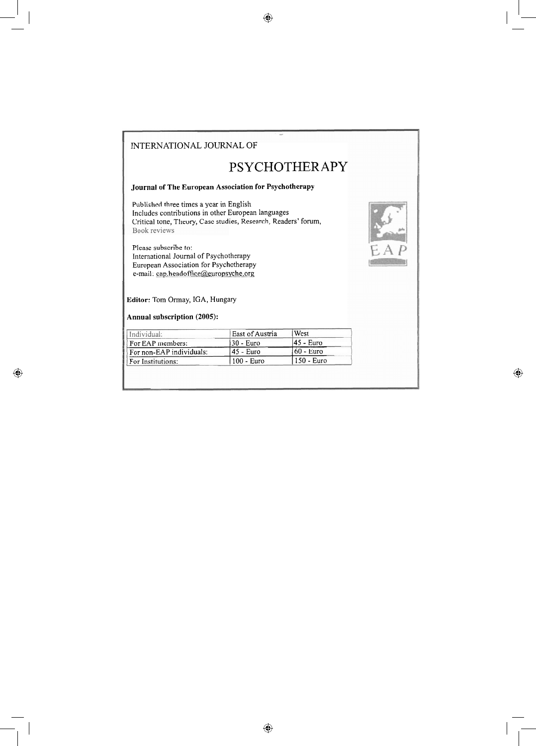INTERNATIONAL JOURNAL OF

# PSYCHOTHERAPY

**Journal of The European Association for Psychotherapy**

Published three times a year in English
Includes contributions in other European languages
Critical tone, Theory, Case studies, Research, Readers' forum,
Book reviews

Please subscribe to:
International Journal of Psychotherapy
European Association for Psychotherapy
e-mail: cap.headoffice@europsyche.org

EAP

**Editor:** Tom Ormay, IGA, Hungary

**Annual subscription (2005):**

| Individual: | East of Austria | West |
|---|---|---|
| For EAP members: | 30 - Euro | 45 - Euro |
| For non-EAP individuals: | 45 - Euro | 60 - Euro |
| For Institutions: | 100 - Euro | 150 - Euro |